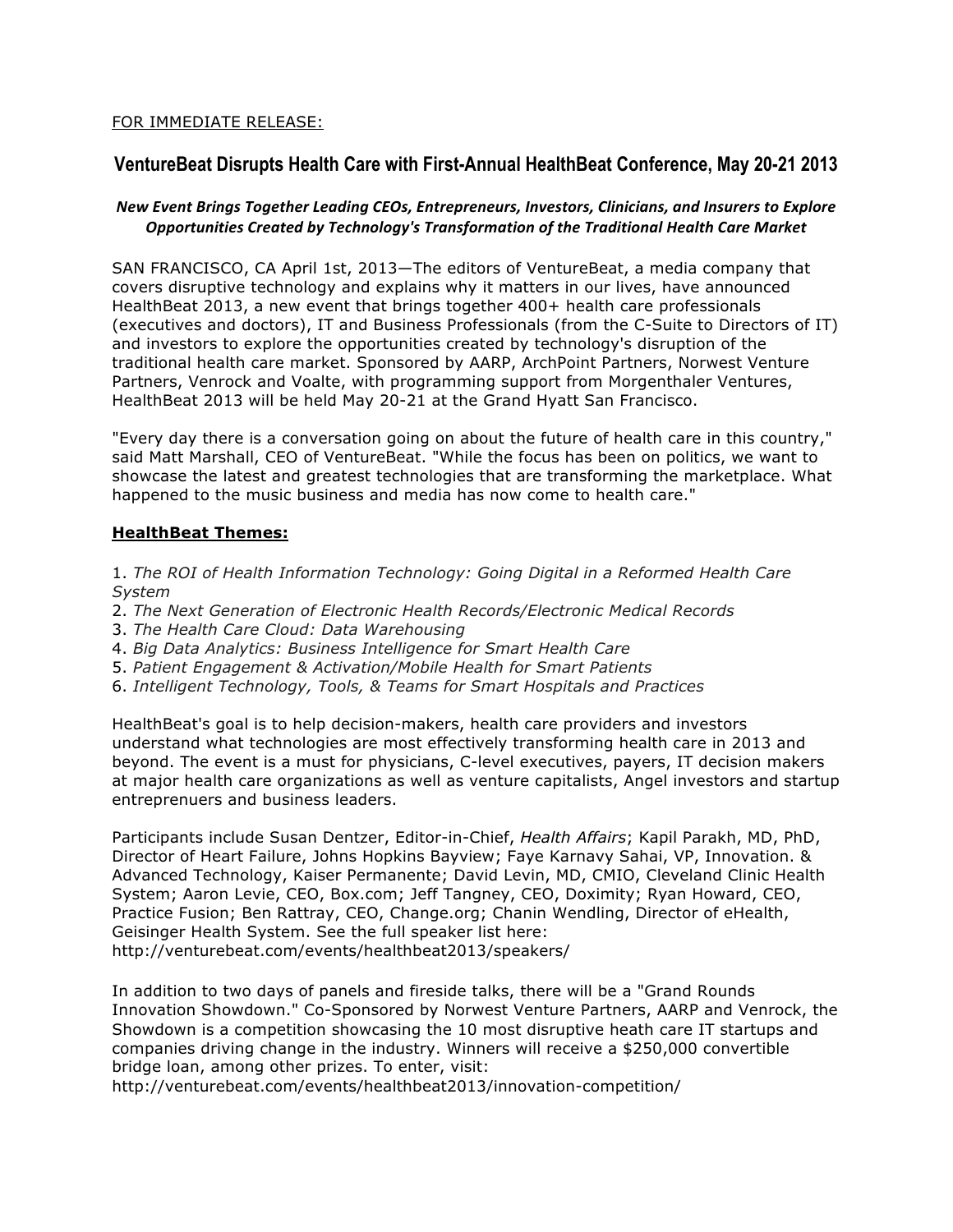FOR IMMEDIATE RELEASE:

# VentureBeat Disrupts Health Care with First-Annual HealthBeat Conference, May 20-21 2013

***New Event Brings Together Leading CEOs, Entrepreneurs, Investors, Clinicians, and Insurers to Explore Opportunities Created by Technology's Transformation of the Traditional Health Care Market***

SAN FRANCISCO, CA April 1st, 2013—The editors of VentureBeat, a media company that covers disruptive technology and explains why it matters in our lives, have announced HealthBeat 2013, a new event that brings together 400+ health care professionals (executives and doctors), IT and Business Professionals (from the C-Suite to Directors of IT) and investors to explore the opportunities created by technology's disruption of the traditional health care market. Sponsored by AARP, ArchPoint Partners, Norwest Venture Partners, Venrock and Voalte, with programming support from Morgenthaler Ventures, HealthBeat 2013 will be held May 20-21 at the Grand Hyatt San Francisco.

"Every day there is a conversation going on about the future of health care in this country," said Matt Marshall, CEO of VentureBeat. "While the focus has been on politics, we want to showcase the latest and greatest technologies that are transforming the marketplace. What happened to the music business and media has now come to health care."

## HealthBeat Themes:

1. *The ROI of Health Information Technology: Going Digital in a Reformed Health Care System*
2. *The Next Generation of Electronic Health Records/Electronic Medical Records*
3. *The Health Care Cloud: Data Warehousing*
4. *Big Data Analytics: Business Intelligence for Smart Health Care*
5. *Patient Engagement & Activation/Mobile Health for Smart Patients*
6. *Intelligent Technology, Tools, & Teams for Smart Hospitals and Practices*

HealthBeat's goal is to help decision-makers, health care providers and investors understand what technologies are most effectively transforming health care in 2013 and beyond. The event is a must for physicians, C-level executives, payers, IT decision makers at major health care organizations as well as venture capitalists, Angel investors and startup entreprenuers and business leaders.

Participants include Susan Dentzer, Editor-in-Chief, *Health Affairs*; Kapil Parakh, MD, PhD, Director of Heart Failure, Johns Hopkins Bayview; Faye Karnavy Sahai, VP, Innovation. & Advanced Technology, Kaiser Permanente; David Levin, MD, CMIO, Cleveland Clinic Health System; Aaron Levie, CEO, Box.com; Jeff Tangney, CEO, Doximity; Ryan Howard, CEO, Practice Fusion; Ben Rattray, CEO, Change.org; Chanin Wendling, Director of eHealth, Geisinger Health System. See the full speaker list here: http://venturebeat.com/events/healthbeat2013/speakers/

In addition to two days of panels and fireside talks, there will be a "Grand Rounds Innovation Showdown." Co-Sponsored by Norwest Venture Partners, AARP and Venrock, the Showdown is a competition showcasing the 10 most disruptive heath care IT startups and companies driving change in the industry. Winners will receive a $250,000 convertible bridge loan, among other prizes. To enter, visit: http://venturebeat.com/events/healthbeat2013/innovation-competition/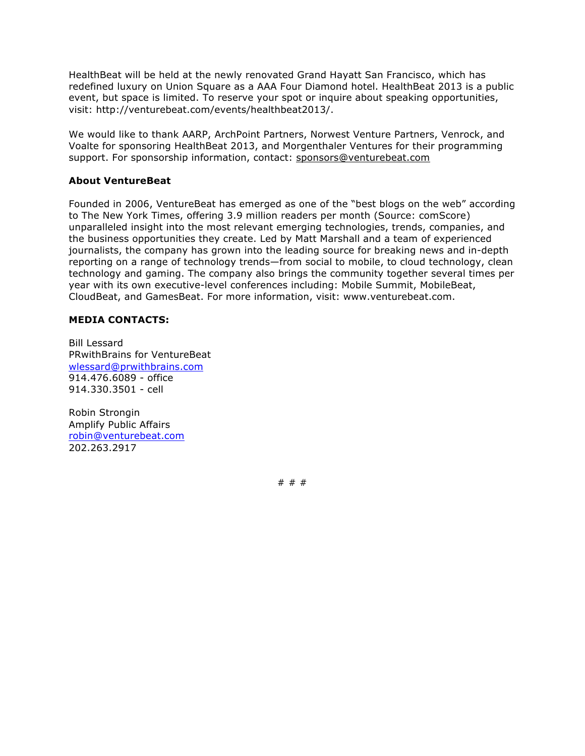HealthBeat will be held at the newly renovated Grand Hayatt San Francisco, which has redefined luxury on Union Square as a AAA Four Diamond hotel. HealthBeat 2013 is a public event, but space is limited. To reserve your spot or inquire about speaking opportunities, visit: http://venturebeat.com/events/healthbeat2013/.

We would like to thank AARP, ArchPoint Partners, Norwest Venture Partners, Venrock, and Voalte for sponsoring HealthBeat 2013, and Morgenthaler Ventures for their programming support. For sponsorship information, contact: sponsors@venturebeat.com

**About VentureBeat**

Founded in 2006, VentureBeat has emerged as one of the "best blogs on the web" according to The New York Times, offering 3.9 million readers per month (Source: comScore) unparalleled insight into the most relevant emerging technologies, trends, companies, and the business opportunities they create. Led by Matt Marshall and a team of experienced journalists, the company has grown into the leading source for breaking news and in-depth reporting on a range of technology trends—from social to mobile, to cloud technology, clean technology and gaming. The company also brings the community together several times per year with its own executive-level conferences including: Mobile Summit, MobileBeat, CloudBeat, and GamesBeat. For more information, visit: www.venturebeat.com.

**MEDIA CONTACTS:**

Bill Lessard
PRwithBrains for VentureBeat
wlessard@prwithbrains.com
914.476.6089 - office
914.330.3501 - cell

Robin Strongin
Amplify Public Affairs
robin@venturebeat.com
202.263.2917

# # #